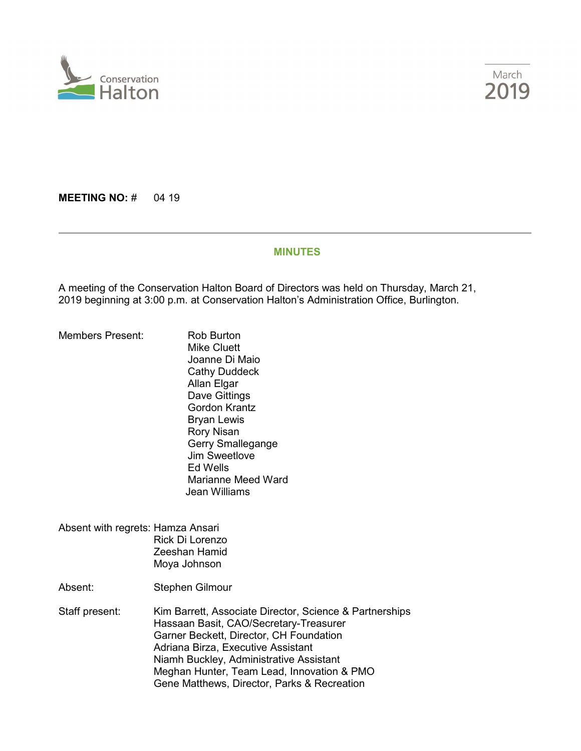Conservation Halton

March 2019

**MEETING NO:** # 04 19

---

## MINUTES

A meeting of the Conservation Halton Board of Directors was held on Thursday, March 21, 2019 beginning at 3:00 p.m. at Conservation Halton's Administration Office, Burlington.

Members Present:
- Rob Burton
- Mike Cluett
- Joanne Di Maio
- Cathy Duddeck
- Allan Elgar
- Dave Gittings
- Gordon Krantz
- Bryan Lewis
- Rory Nisan
- Gerry Smallegange
- Jim Sweetlove
- Ed Wells
- Marianne Meed Ward
- Jean Williams

Absent with regrets:
- Hamza Ansari
- Rick Di Lorenzo
- Zeeshan Hamid
- Moya Johnson

Absent:
- Stephen Gilmour

Staff present:
- Kim Barrett, Associate Director, Science & Partnerships
- Hassaan Basit, CAO/Secretary-Treasurer
- Garner Beckett, Director, CH Foundation
- Adriana Birza, Executive Assistant
- Niamh Buckley, Administrative Assistant
- Meghan Hunter, Team Lead, Innovation & PMO
- Gene Matthews, Director, Parks & Recreation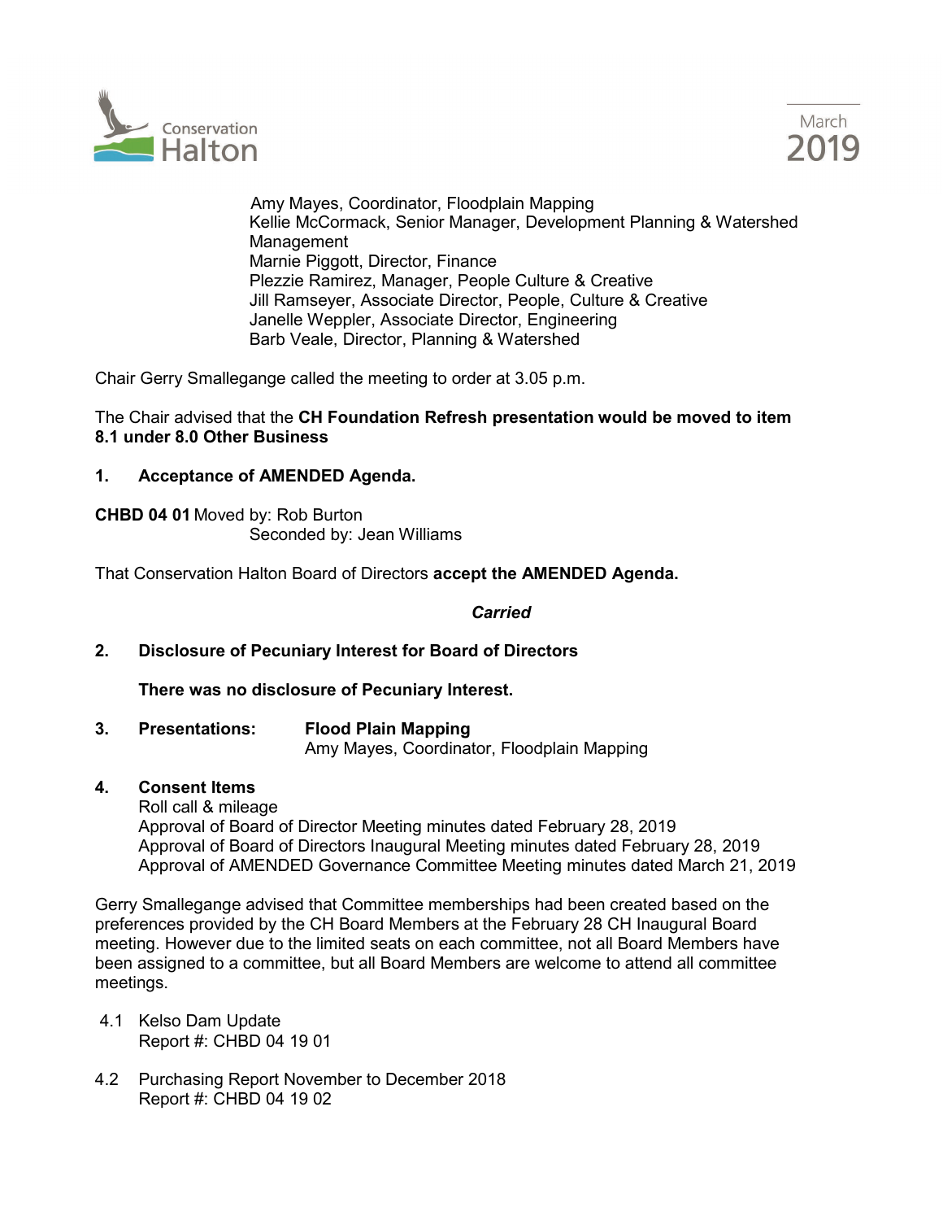Amy Mayes, Coordinator, Floodplain Mapping
Kellie McCormack, Senior Manager, Development Planning & Watershed Management
Marnie Piggott, Director, Finance
Plezzie Ramirez, Manager, People Culture & Creative
Jill Ramseyer, Associate Director, People, Culture & Creative
Janelle Weppler, Associate Director, Engineering
Barb Veale, Director, Planning & Watershed

Chair Gerry Smallegange called the meeting to order at 3.05 p.m.

The Chair advised that the **CH Foundation Refresh presentation would be moved to item 8.1 under 8.0 Other Business**

**1. Acceptance of AMENDED Agenda.**

**CHBD 04 01** Moved by: Rob Burton
Seconded by: Jean Williams

That Conservation Halton Board of Directors **accept the AMENDED Agenda.**

***Carried***

**2. Disclosure of Pecuniary Interest for Board of Directors**

**There was no disclosure of Pecuniary Interest.**

**3. Presentations:** **Flood Plain Mapping**
Amy Mayes, Coordinator, Floodplain Mapping

**4. Consent Items**
Roll call & mileage
Approval of Board of Director Meeting minutes dated February 28, 2019
Approval of Board of Directors Inaugural Meeting minutes dated February 28, 2019
Approval of AMENDED Governance Committee Meeting minutes dated March 21, 2019

Gerry Smallegange advised that Committee memberships had been created based on the preferences provided by the CH Board Members at the February 28 CH Inaugural Board meeting. However due to the limited seats on each committee, not all Board Members have been assigned to a committee, but all Board Members are welcome to attend all committee meetings.

4.1 Kelso Dam Update
Report #: CHBD 04 19 01

4.2 Purchasing Report November to December 2018
Report #: CHBD 04 19 02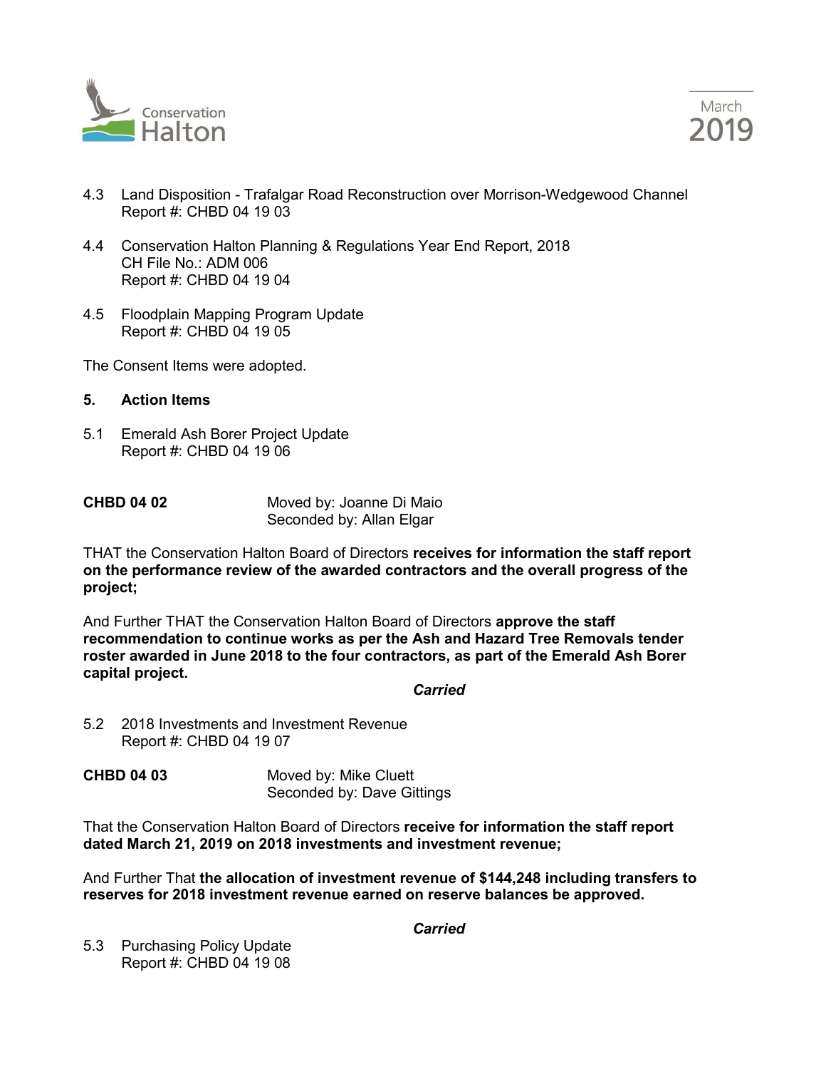4.3 Land Disposition - Trafalgar Road Reconstruction over Morrison-Wedgewood Channel
Report #: CHBD 04 19 03

4.4 Conservation Halton Planning & Regulations Year End Report, 2018
CH File No.: ADM 006
Report #: CHBD 04 19 04

4.5 Floodplain Mapping Program Update
Report #: CHBD 04 19 05

The Consent Items were adopted.

**5. Action Items**

5.1 Emerald Ash Borer Project Update
Report #: CHBD 04 19 06

**CHBD 04 02** Moved by: Joanne Di Maio
Seconded by: Allan Elgar

THAT the Conservation Halton Board of Directors **receives for information the staff report on the performance review of the awarded contractors and the overall progress of the project;**

And Further THAT the Conservation Halton Board of Directors **approve the staff recommendation to continue works as per the Ash and Hazard Tree Removals tender roster awarded in June 2018 to the four contractors, as part of the Emerald Ash Borer capital project.**

***Carried***

5.2 2018 Investments and Investment Revenue
Report #: CHBD 04 19 07

**CHBD 04 03** Moved by: Mike Cluett
Seconded by: Dave Gittings

That the Conservation Halton Board of Directors **receive for information the staff report dated March 21, 2019 on 2018 investments and investment revenue;**

And Further That **the allocation of investment revenue of $144,248 including transfers to reserves for 2018 investment revenue earned on reserve balances be approved.**

***Carried***

5.3 Purchasing Policy Update
Report #: CHBD 04 19 08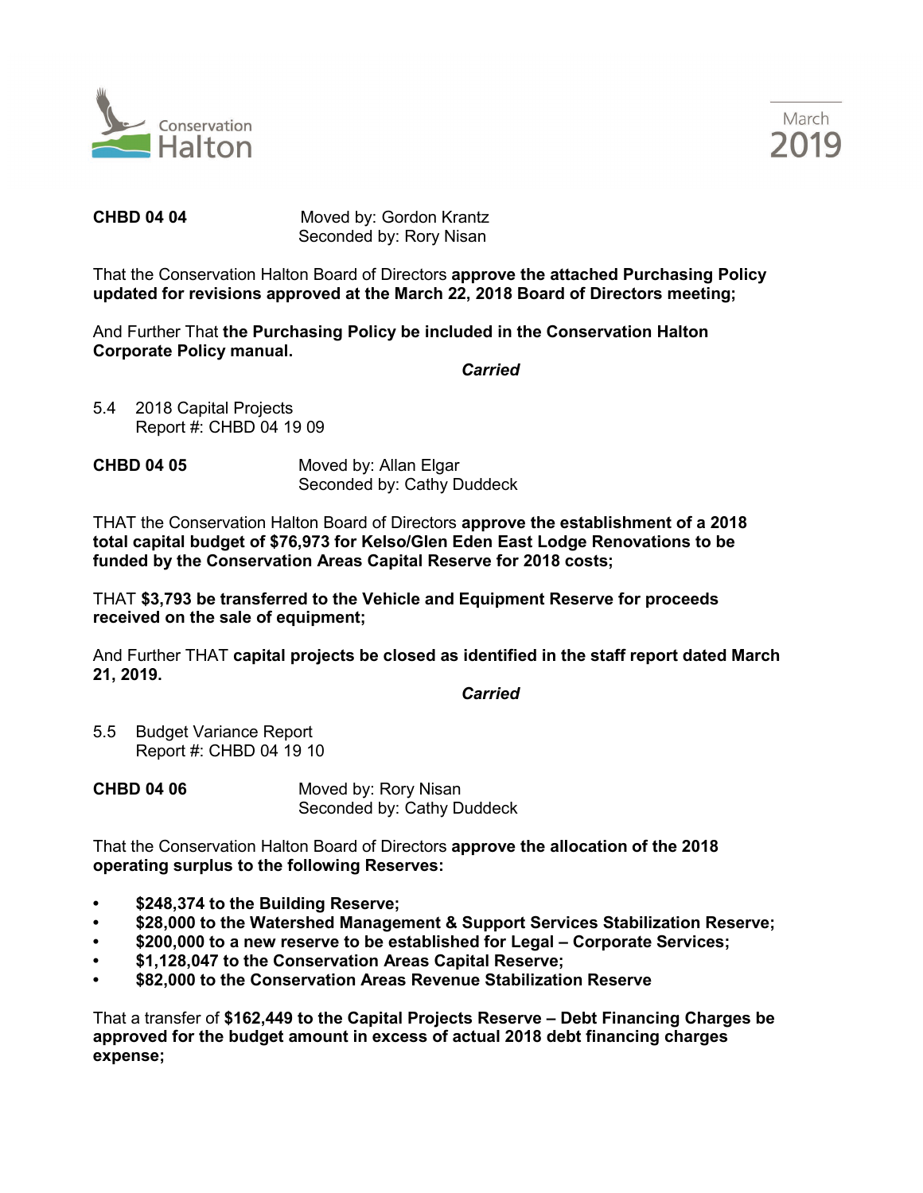**CHBD 04 04** Moved by: Gordon Krantz
Seconded by: Rory Nisan

That the Conservation Halton Board of Directors **approve the attached Purchasing Policy updated for revisions approved at the March 22, 2018 Board of Directors meeting;**

And Further That **the Purchasing Policy be included in the Conservation Halton Corporate Policy manual.**

***Carried***

5.4 2018 Capital Projects
Report #: CHBD 04 19 09

**CHBD 04 05** Moved by: Allan Elgar
Seconded by: Cathy Duddeck

THAT the Conservation Halton Board of Directors **approve the establishment of a 2018 total capital budget of $76,973 for Kelso/Glen Eden East Lodge Renovations to be funded by the Conservation Areas Capital Reserve for 2018 costs;**

THAT **$3,793 be transferred to the Vehicle and Equipment Reserve for proceeds received on the sale of equipment;**

And Further THAT **capital projects be closed as identified in the staff report dated March 21, 2019.**

***Carried***

5.5 Budget Variance Report
Report #: CHBD 04 19 10

**CHBD 04 06** Moved by: Rory Nisan
Seconded by: Cathy Duddeck

That the Conservation Halton Board of Directors **approve the allocation of the 2018 operating surplus to the following Reserves:**

- **$248,374 to the Building Reserve;**
- **$28,000 to the Watershed Management & Support Services Stabilization Reserve;**
- **$200,000 to a new reserve to be established for Legal – Corporate Services;**
- **$1,128,047 to the Conservation Areas Capital Reserve;**
- **$82,000 to the Conservation Areas Revenue Stabilization Reserve**

That a transfer of **$162,449 to the Capital Projects Reserve – Debt Financing Charges be approved for the budget amount in excess of actual 2018 debt financing charges expense;**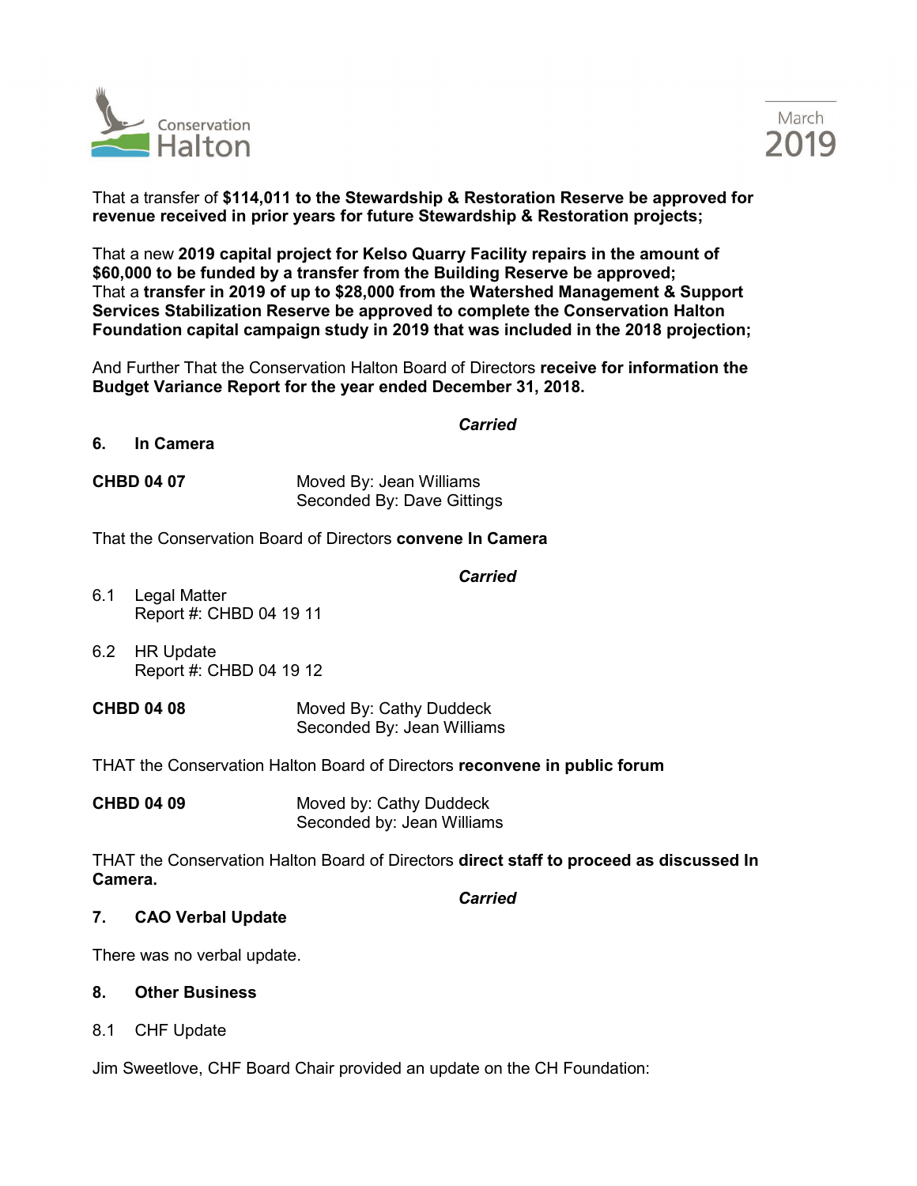That a transfer of **$114,011 to the Stewardship & Restoration Reserve be approved for revenue received in prior years for future Stewardship & Restoration projects;**

That a new **2019 capital project for Kelso Quarry Facility repairs in the amount of $60,000 to be funded by a transfer from the Building Reserve be approved;**
That a **transfer in 2019 of up to $28,000 from the Watershed Management & Support Services Stabilization Reserve be approved to complete the Conservation Halton Foundation capital campaign study in 2019 that was included in the 2018 projection;**

And Further That the Conservation Halton Board of Directors **receive for information the Budget Variance Report for the year ended December 31, 2018.**

***Carried***

**6. In Camera**

**CHBD 04 07** Moved By: Jean Williams
Seconded By: Dave Gittings

That the Conservation Board of Directors **convene In Camera**

***Carried***

6.1 Legal Matter
Report #: CHBD 04 19 11

6.2 HR Update
Report #: CHBD 04 19 12

**CHBD 04 08** Moved By: Cathy Duddeck
Seconded By: Jean Williams

THAT the Conservation Halton Board of Directors **reconvene in public forum**

**CHBD 04 09** Moved by: Cathy Duddeck
Seconded by: Jean Williams

THAT the Conservation Halton Board of Directors **direct staff to proceed as discussed In Camera.**

***Carried***

**7. CAO Verbal Update**

There was no verbal update.

**8. Other Business**

8.1 CHF Update

Jim Sweetlove, CHF Board Chair provided an update on the CH Foundation: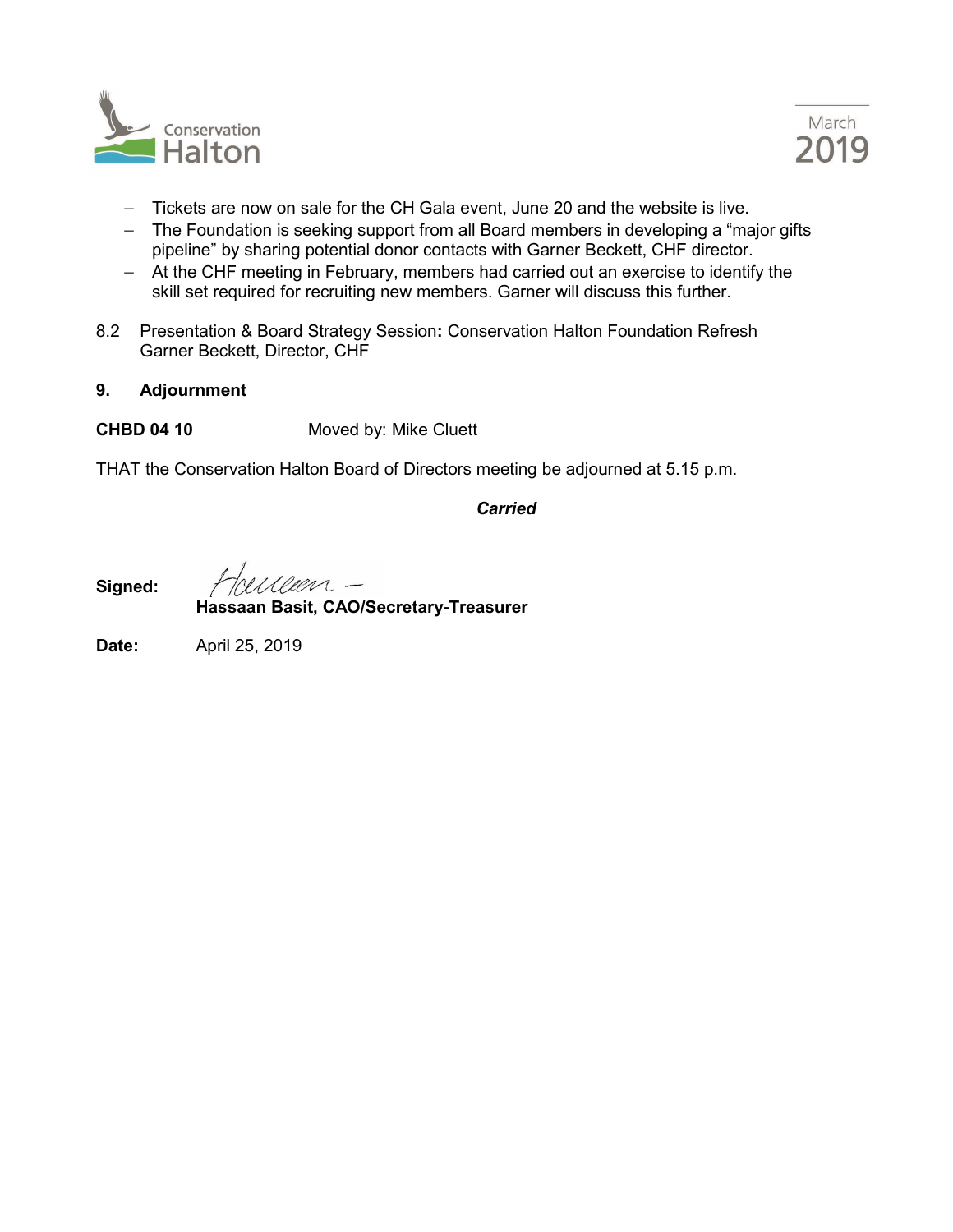- Tickets are now on sale for the CH Gala event, June 20 and the website is live.
- The Foundation is seeking support from all Board members in developing a "major gifts pipeline" by sharing potential donor contacts with Garner Beckett, CHF director.
- At the CHF meeting in February, members had carried out an exercise to identify the skill set required for recruiting new members. Garner will discuss this further.

8.2 Presentation & Board Strategy Session**:** Conservation Halton Foundation Refresh
Garner Beckett, Director, CHF

## 9. Adjournment

**CHBD 04 10** Moved by: Mike Cluett

THAT the Conservation Halton Board of Directors meeting be adjourned at 5.15 p.m.

***Carried***

**Signed:**
**Hassaan Basit, CAO/Secretary-Treasurer**

**Date:** April 25, 2019